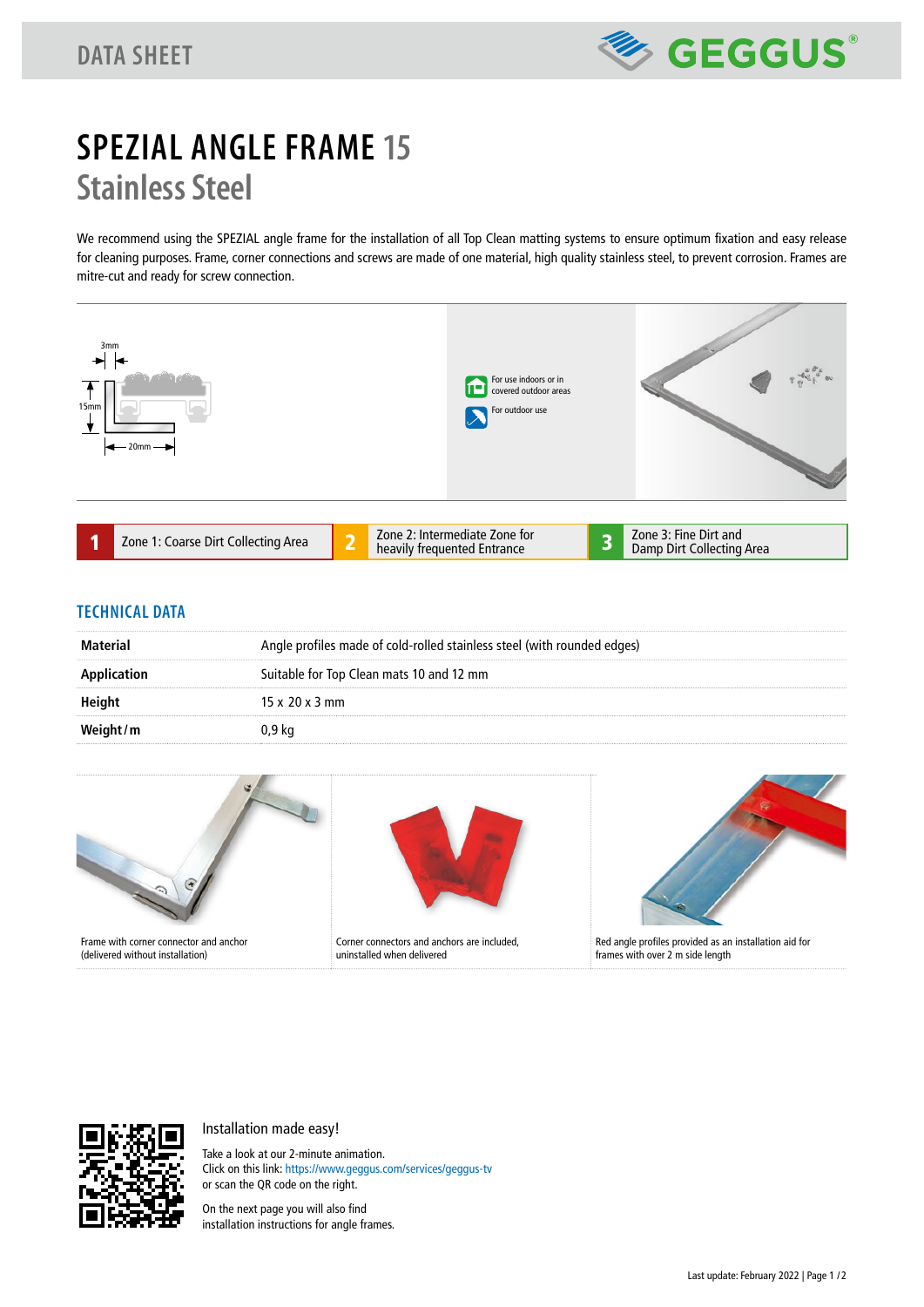# SPEZIAL ANGLE FRAME 15

## Stainless Steel

We recommend using the SPEZIAL angle frame for the installation of all Top Clean matting systems to ensure optimum fixation and easy release for cleaning purposes. Frame, corner connections and screws are made of one material, high quality stainless steel, to prevent corrosion. Frames are mitre-cut and ready for screw connection.

3mm

15mm

20mm

For use indoors or in covered outdoor areas

For outdoor use

| | | | | | |
|---|---|---|---|---|---|
| 1 | Zone 1: Coarse Dirt Collecting Area | 2 | Zone 2: Intermediate Zone for heavily frequented Entrance | 3 | Zone 3: Fine Dirt and Damp Dirt Collecting Area |

## TECHNICAL DATA

| | |
|---|---|
| **Material** | Angle profiles made of cold-rolled stainless steel (with rounded edges) |
| **Application** | Suitable for Top Clean mats 10 and 12 mm |
| **Height** | 15 x 20 x 3 mm |
| **Weight/m** | 0,9 kg |

Frame with corner connector and anchor (delivered without installation)

Corner connectors and anchors are included, uninstalled when delivered

Red angle profiles provided as an installation aid for frames with over 2 m side length

### Installation made easy!

Take a look at our 2-minute animation.
Click on this link: https://www.geggus.com/services/geggus-tv
or scan the QR code on the right.

On the next page you will also find installation instructions for angle frames.

Last update: February 2022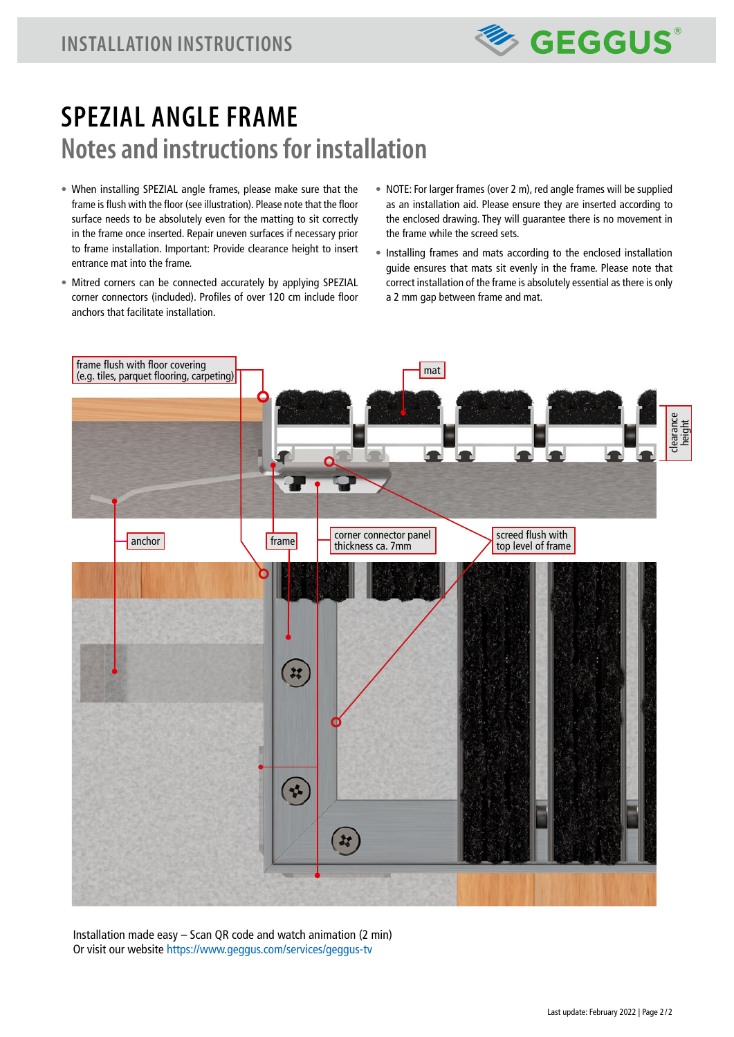# SPEZIAL ANGLE FRAME

## Notes and instructions for installation

- When installing SPEZIAL angle frames, please make sure that the frame is flush with the floor (see illustration). Please note that the floor surface needs to be absolutely even for the matting to sit correctly in the frame once inserted. Repair uneven surfaces if necessary prior to frame installation. Important: Provide clearance height to insert entrance mat into the frame.
- Mitred corners can be connected accurately by applying SPEZIAL corner connectors (included). Profiles of over 120 cm include floor anchors that facilitate installation.
- NOTE: For larger frames (over 2 m), red angle frames will be supplied as an installation aid. Please ensure they are inserted according to the enclosed drawing. They will guarantee there is no movement in the frame while the screed sets.
- Installing frames and mats according to the enclosed installation guide ensures that mats sit evenly in the frame. Please note that correct installation of the frame is absolutely essential as there is only a 2 mm gap between frame and mat.

frame flush with floor covering
(e.g. tiles, parquet flooring, carpeting)

mat

clearance height

anchor

frame

corner connector panel
thickness ca. 7mm

screed flush with
top level of frame

Installation made easy – Scan QR code and watch animation (2 min)
Or visit our website https://www.geggus.com/services/geggus-tv

Last update: February 2022